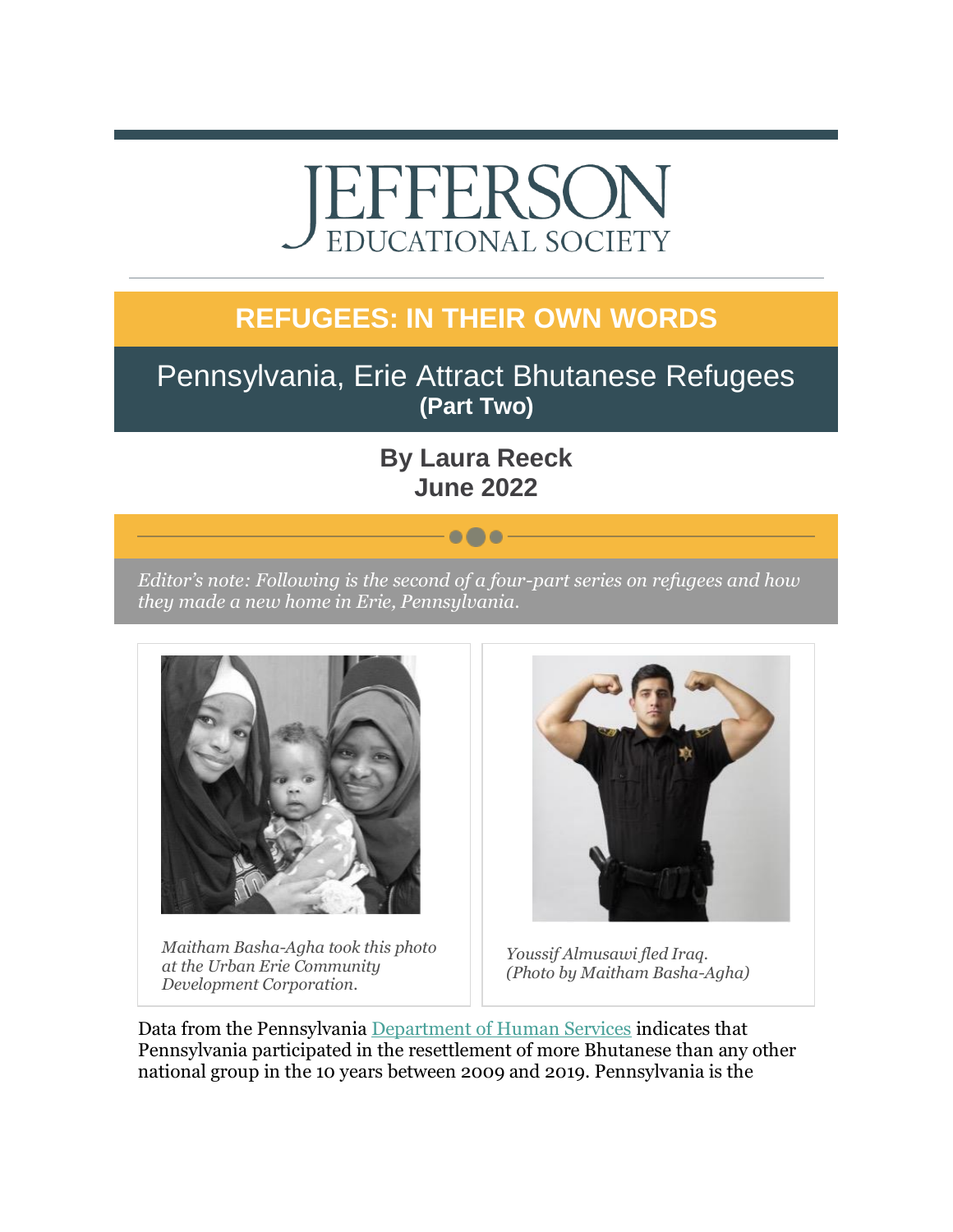# JEFFERSON
EDUCATIONAL SOCIETY

## REFUGEES: IN THEIR OWN WORDS

## Pennsylvania, Erie Attract Bhutanese Refugees
**(Part Two)**

**By Laura Reeck**
**June 2022**

*Editor's note: Following is the second of a four-part series on refugees and how they made a new home in Erie, Pennsylvania.*

*Maitham Basha-Agha took this photo at the Urban Erie Community Development Corporation.*

*Youssif Almusawi fled Iraq. (Photo by Maitham Basha-Agha)*

Data from the Pennsylvania Department of Human Services indicates that Pennsylvania participated in the resettlement of more Bhutanese than any other national group in the 10 years between 2009 and 2019. Pennsylvania is the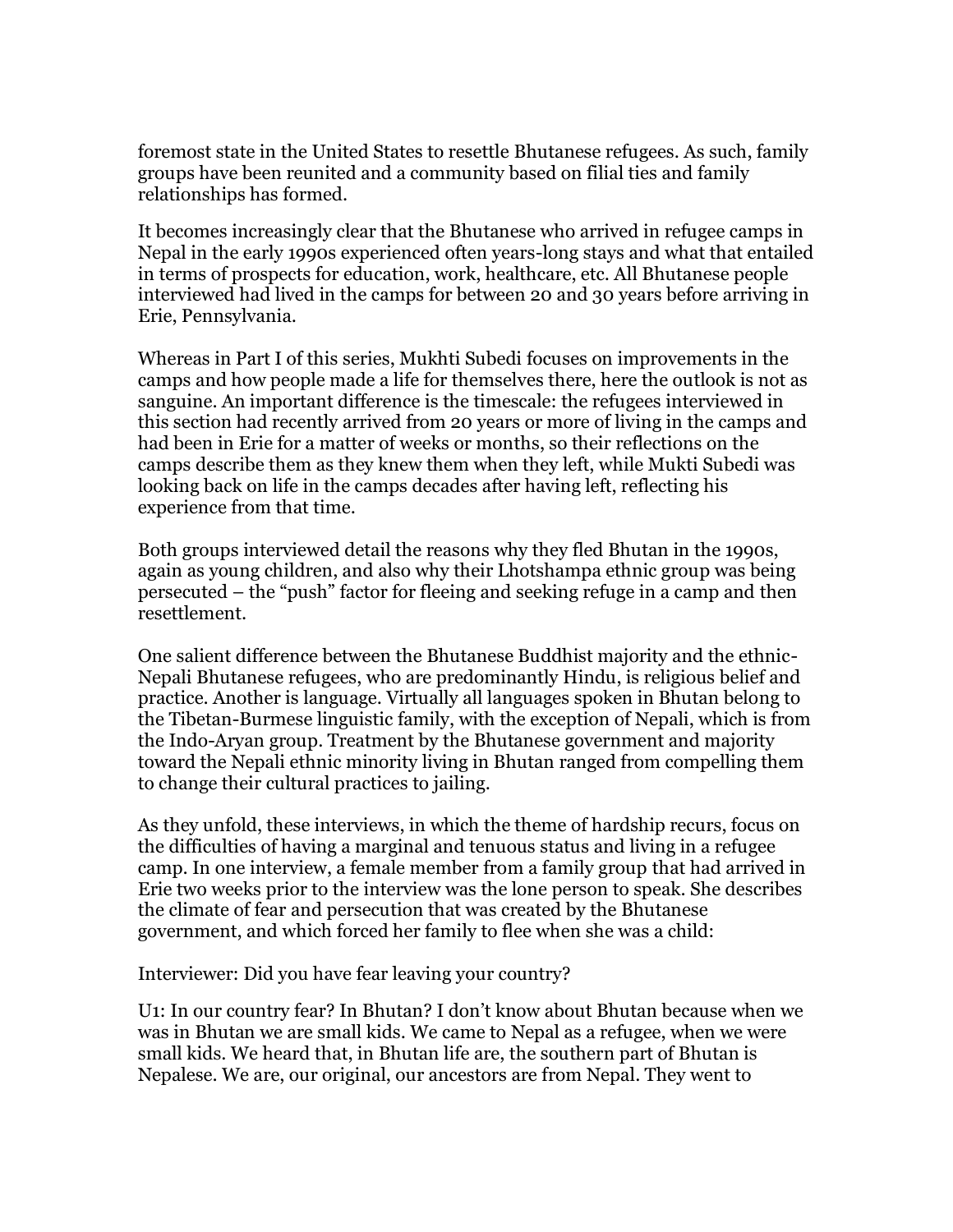foremost state in the United States to resettle Bhutanese refugees. As such, family groups have been reunited and a community based on filial ties and family relationships has formed.

It becomes increasingly clear that the Bhutanese who arrived in refugee camps in Nepal in the early 1990s experienced often years-long stays and what that entailed in terms of prospects for education, work, healthcare, etc. All Bhutanese people interviewed had lived in the camps for between 20 and 30 years before arriving in Erie, Pennsylvania.

Whereas in Part I of this series, Mukhti Subedi focuses on improvements in the camps and how people made a life for themselves there, here the outlook is not as sanguine. An important difference is the timescale: the refugees interviewed in this section had recently arrived from 20 years or more of living in the camps and had been in Erie for a matter of weeks or months, so their reflections on the camps describe them as they knew them when they left, while Mukti Subedi was looking back on life in the camps decades after having left, reflecting his experience from that time.

Both groups interviewed detail the reasons why they fled Bhutan in the 1990s, again as young children, and also why their Lhotshampa ethnic group was being persecuted – the "push" factor for fleeing and seeking refuge in a camp and then resettlement.

One salient difference between the Bhutanese Buddhist majority and the ethnic-Nepali Bhutanese refugees, who are predominantly Hindu, is religious belief and practice. Another is language. Virtually all languages spoken in Bhutan belong to the Tibetan-Burmese linguistic family, with the exception of Nepali, which is from the Indo-Aryan group. Treatment by the Bhutanese government and majority toward the Nepali ethnic minority living in Bhutan ranged from compelling them to change their cultural practices to jailing.

As they unfold, these interviews, in which the theme of hardship recurs, focus on the difficulties of having a marginal and tenuous status and living in a refugee camp. In one interview, a female member from a family group that had arrived in Erie two weeks prior to the interview was the lone person to speak. She describes the climate of fear and persecution that was created by the Bhutanese government, and which forced her family to flee when she was a child:

Interviewer: Did you have fear leaving your country?

U1: In our country fear? In Bhutan? I don't know about Bhutan because when we was in Bhutan we are small kids. We came to Nepal as a refugee, when we were small kids. We heard that, in Bhutan life are, the southern part of Bhutan is Nepalese. We are, our original, our ancestors are from Nepal. They went to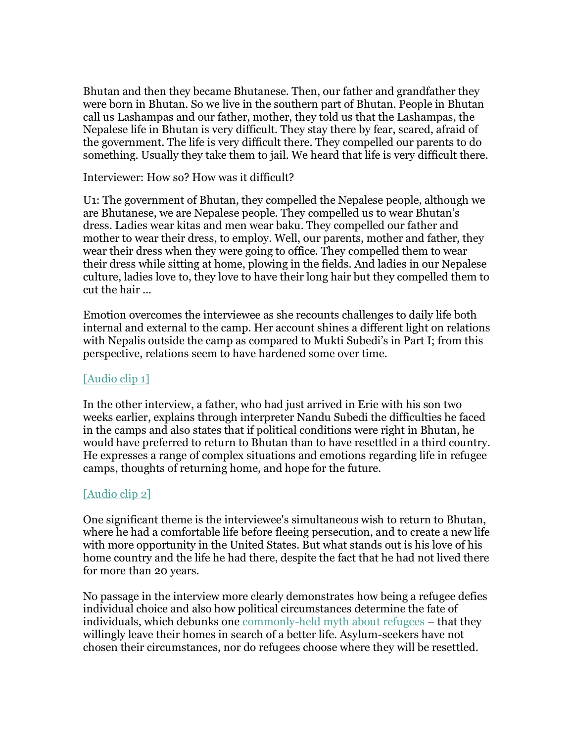Bhutan and then they became Bhutanese. Then, our father and grandfather they were born in Bhutan. So we live in the southern part of Bhutan. People in Bhutan call us Lashampas and our father, mother, they told us that the Lashampas, the Nepalese life in Bhutan is very difficult. They stay there by fear, scared, afraid of the government. The life is very difficult there. They compelled our parents to do something. Usually they take them to jail. We heard that life is very difficult there.

Interviewer: How so? How was it difficult?

U1: The government of Bhutan, they compelled the Nepalese people, although we are Bhutanese, we are Nepalese people. They compelled us to wear Bhutan's dress. Ladies wear kitas and men wear baku. They compelled our father and mother to wear their dress, to employ. Well, our parents, mother and father, they wear their dress when they were going to office. They compelled them to wear their dress while sitting at home, plowing in the fields. And ladies in our Nepalese culture, ladies love to, they love to have their long hair but they compelled them to cut the hair ...

Emotion overcomes the interviewee as she recounts challenges to daily life both internal and external to the camp. Her account shines a different light on relations with Nepalis outside the camp as compared to Mukti Subedi's in Part I; from this perspective, relations seem to have hardened some over time.

[Audio clip 1]

In the other interview, a father, who had just arrived in Erie with his son two weeks earlier, explains through interpreter Nandu Subedi the difficulties he faced in the camps and also states that if political conditions were right in Bhutan, he would have preferred to return to Bhutan than to have resettled in a third country. He expresses a range of complex situations and emotions regarding life in refugee camps, thoughts of returning home, and hope for the future.

[Audio clip 2]

One significant theme is the interviewee's simultaneous wish to return to Bhutan, where he had a comfortable life before fleeing persecution, and to create a new life with more opportunity in the United States. But what stands out is his love of his home country and the life he had there, despite the fact that he had not lived there for more than 20 years.

No passage in the interview more clearly demonstrates how being a refugee defies individual choice and also how political circumstances determine the fate of individuals, which debunks one commonly-held myth about refugees – that they willingly leave their homes in search of a better life. Asylum-seekers have not chosen their circumstances, nor do refugees choose where they will be resettled.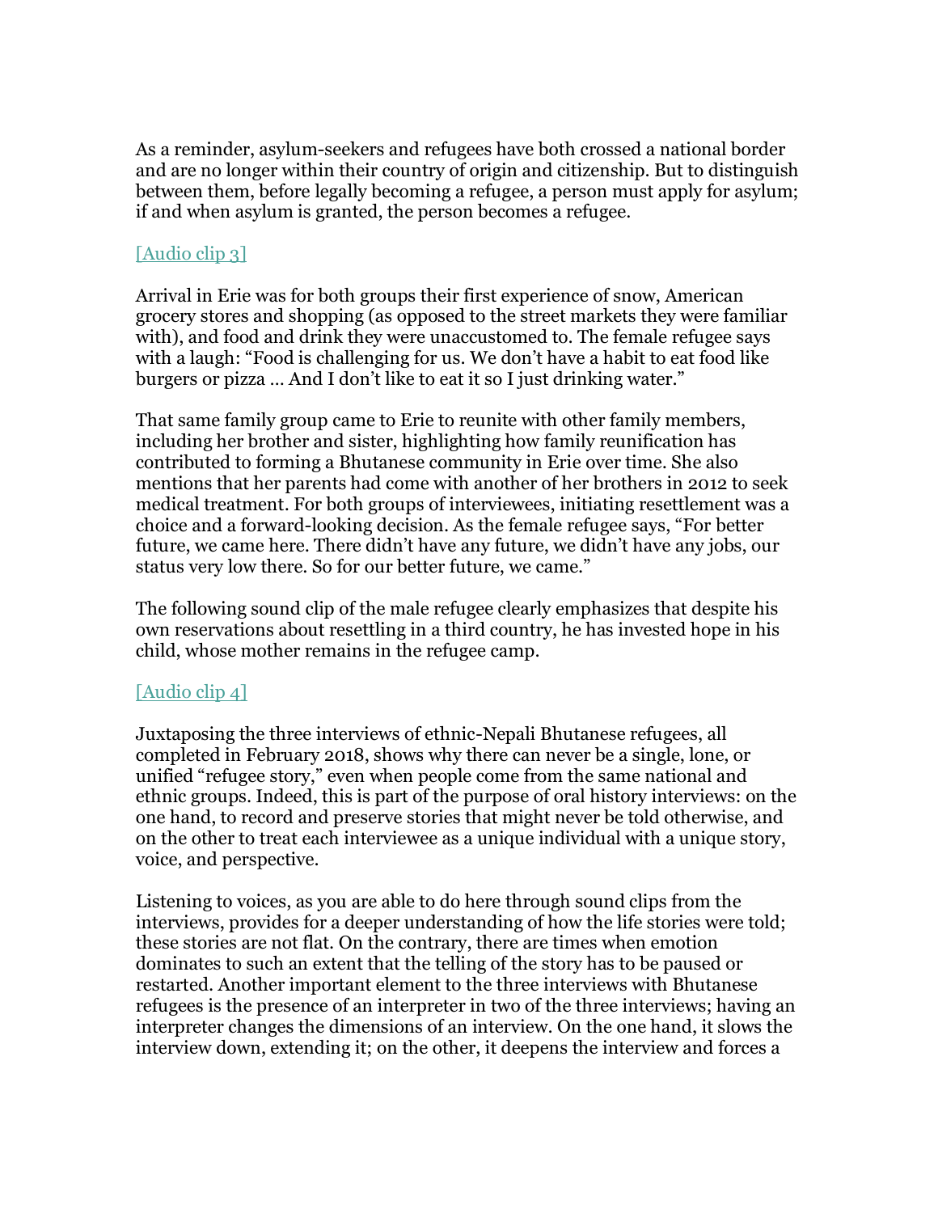As a reminder, asylum-seekers and refugees have both crossed a national border and are no longer within their country of origin and citizenship. But to distinguish between them, before legally becoming a refugee, a person must apply for asylum; if and when asylum is granted, the person becomes a refugee.

[Audio clip 3]

Arrival in Erie was for both groups their first experience of snow, American grocery stores and shopping (as opposed to the street markets they were familiar with), and food and drink they were unaccustomed to. The female refugee says with a laugh: "Food is challenging for us. We don't have a habit to eat food like burgers or pizza … And I don't like to eat it so I just drinking water."

That same family group came to Erie to reunite with other family members, including her brother and sister, highlighting how family reunification has contributed to forming a Bhutanese community in Erie over time. She also mentions that her parents had come with another of her brothers in 2012 to seek medical treatment. For both groups of interviewees, initiating resettlement was a choice and a forward-looking decision. As the female refugee says, "For better future, we came here. There didn't have any future, we didn't have any jobs, our status very low there. So for our better future, we came."

The following sound clip of the male refugee clearly emphasizes that despite his own reservations about resettling in a third country, he has invested hope in his child, whose mother remains in the refugee camp.

[Audio clip 4]

Juxtaposing the three interviews of ethnic-Nepali Bhutanese refugees, all completed in February 2018, shows why there can never be a single, lone, or unified "refugee story," even when people come from the same national and ethnic groups. Indeed, this is part of the purpose of oral history interviews: on the one hand, to record and preserve stories that might never be told otherwise, and on the other to treat each interviewee as a unique individual with a unique story, voice, and perspective.

Listening to voices, as you are able to do here through sound clips from the interviews, provides for a deeper understanding of how the life stories were told; these stories are not flat. On the contrary, there are times when emotion dominates to such an extent that the telling of the story has to be paused or restarted. Another important element to the three interviews with Bhutanese refugees is the presence of an interpreter in two of the three interviews; having an interpreter changes the dimensions of an interview. On the one hand, it slows the interview down, extending it; on the other, it deepens the interview and forces a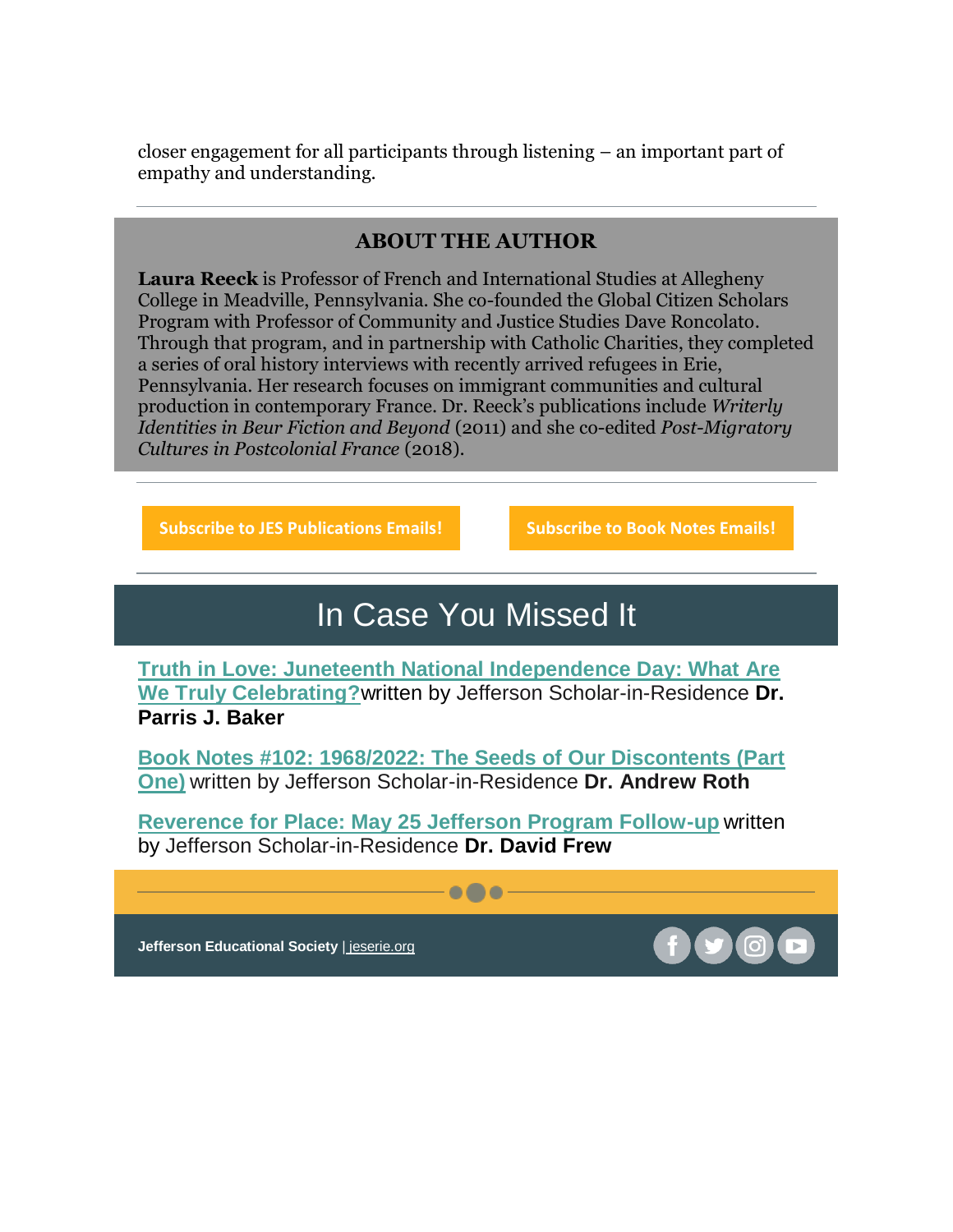closer engagement for all participants through listening – an important part of empathy and understanding.

---

## ABOUT THE AUTHOR

**Laura Reeck** is Professor of French and International Studies at Allegheny College in Meadville, Pennsylvania. She co-founded the Global Citizen Scholars Program with Professor of Community and Justice Studies Dave Roncolato. Through that program, and in partnership with Catholic Charities, they completed a series of oral history interviews with recently arrived refugees in Erie, Pennsylvania. Her research focuses on immigrant communities and cultural production in contemporary France. Dr. Reeck's publications include *Writerly Identities in Beur Fiction and Beyond* (2011) and she co-edited *Post-Migratory Cultures in Postcolonial France* (2018).

---

**Subscribe to JES Publications Emails!**

**Subscribe to Book Notes Emails!**

---

# In Case You Missed It

**Truth in Love: Juneteenth National Independence Day: What Are We Truly Celebrating?** written by Jefferson Scholar-in-Residence **Dr. Parris J. Baker**

**Book Notes #102: 1968/2022: The Seeds of Our Discontents (Part One)** written by Jefferson Scholar-in-Residence **Dr. Andrew Roth**

**Reverence for Place: May 25 Jefferson Program Follow-up** written by Jefferson Scholar-in-Residence **Dr. David Frew**

---

**Jefferson Educational Society** | jeserie.org